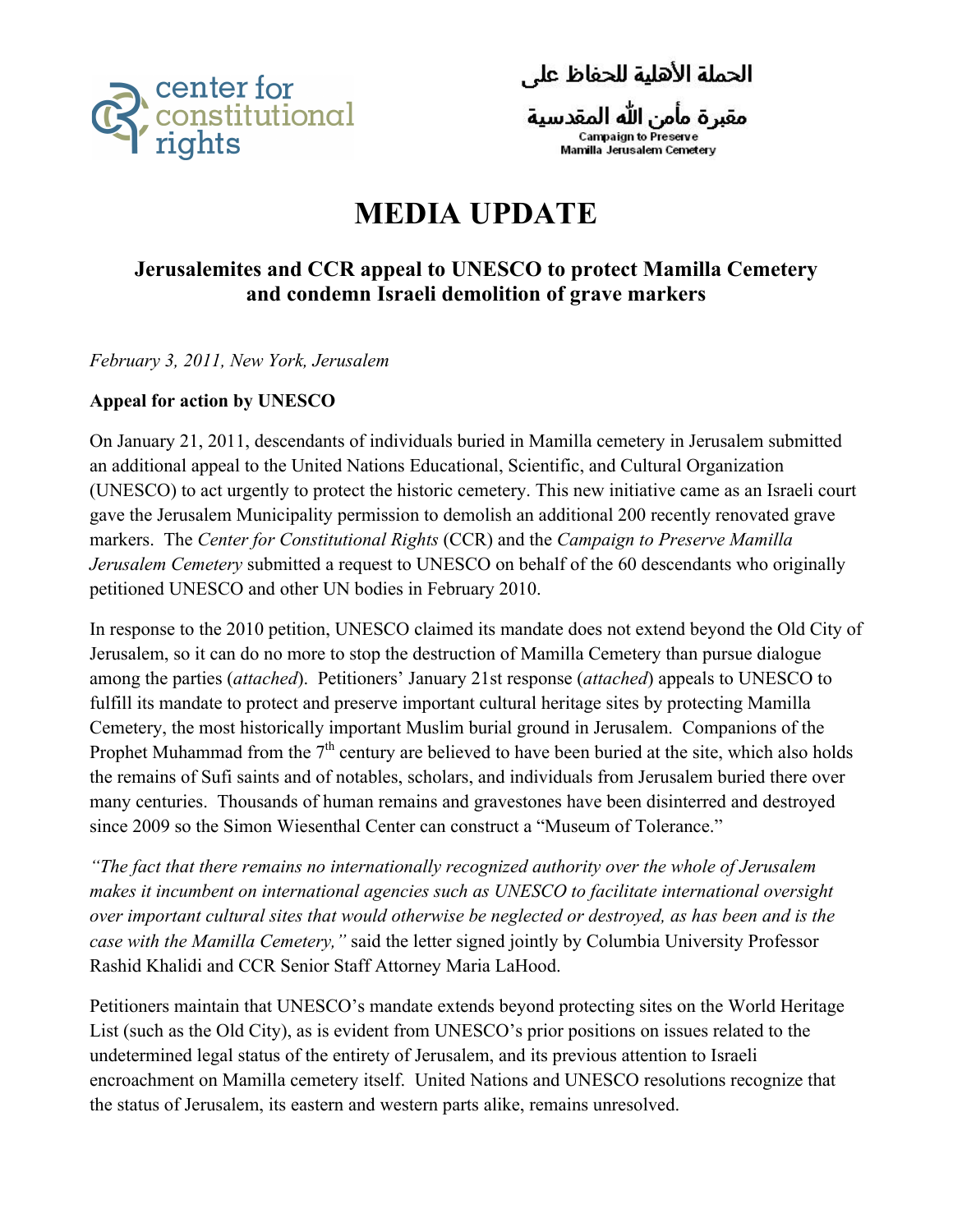center for constitutional rights

الحملة الأهلية للحفاظ على مقبرة مأمن الله المقدسية

Campaign to Preserve Mamilla Jerusalem Cemetery

# MEDIA UPDATE

### Jerusalemites and CCR appeal to UNESCO to protect Mamilla Cemetery and condemn Israeli demolition of grave markers

*February 3, 2011, New York, Jerusalem*

**Appeal for action by UNESCO**

On January 21, 2011, descendants of individuals buried in Mamilla cemetery in Jerusalem submitted an additional appeal to the United Nations Educational, Scientific, and Cultural Organization (UNESCO) to act urgently to protect the historic cemetery. This new initiative came as an Israeli court gave the Jerusalem Municipality permission to demolish an additional 200 recently renovated grave markers. The *Center for Constitutional Rights* (CCR) and the *Campaign to Preserve Mamilla Jerusalem Cemetery* submitted a request to UNESCO on behalf of the 60 descendants who originally petitioned UNESCO and other UN bodies in February 2010.

In response to the 2010 petition, UNESCO claimed its mandate does not extend beyond the Old City of Jerusalem, so it can do no more to stop the destruction of Mamilla Cemetery than pursue dialogue among the parties (*attached*). Petitioners' January 21st response (*attached*) appeals to UNESCO to fulfill its mandate to protect and preserve important cultural heritage sites by protecting Mamilla Cemetery, the most historically important Muslim burial ground in Jerusalem. Companions of the Prophet Muhammad from the 7th century are believed to have been buried at the site, which also holds the remains of Sufi saints and of notables, scholars, and individuals from Jerusalem buried there over many centuries. Thousands of human remains and gravestones have been disinterred and destroyed since 2009 so the Simon Wiesenthal Center can construct a "Museum of Tolerance."

*"The fact that there remains no internationally recognized authority over the whole of Jerusalem makes it incumbent on international agencies such as UNESCO to facilitate international oversight over important cultural sites that would otherwise be neglected or destroyed, as has been and is the case with the Mamilla Cemetery,"* said the letter signed jointly by Columbia University Professor Rashid Khalidi and CCR Senior Staff Attorney Maria LaHood.

Petitioners maintain that UNESCO's mandate extends beyond protecting sites on the World Heritage List (such as the Old City), as is evident from UNESCO's prior positions on issues related to the undetermined legal status of the entirety of Jerusalem, and its previous attention to Israeli encroachment on Mamilla cemetery itself. United Nations and UNESCO resolutions recognize that the status of Jerusalem, its eastern and western parts alike, remains unresolved.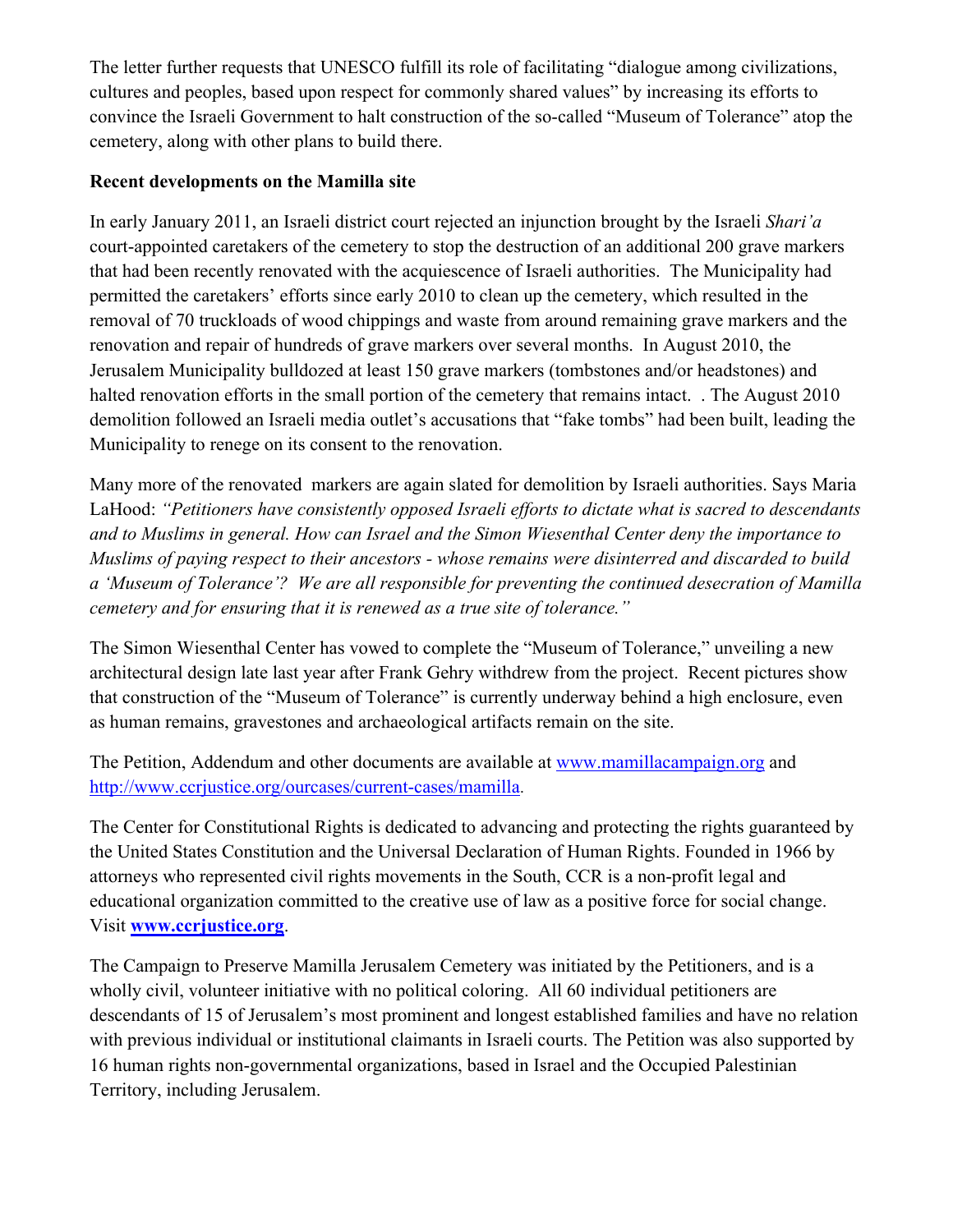The letter further requests that UNESCO fulfill its role of facilitating “dialogue among civilizations, cultures and peoples, based upon respect for commonly shared values” by increasing its efforts to convince the Israeli Government to halt construction of the so-called “Museum of Tolerance” atop the cemetery, along with other plans to build there.

**Recent developments on the Mamilla site**

In early January 2011, an Israeli district court rejected an injunction brought by the Israeli *Shari’a* court-appointed caretakers of the cemetery to stop the destruction of an additional 200 grave markers that had been recently renovated with the acquiescence of Israeli authorities. The Municipality had permitted the caretakers’ efforts since early 2010 to clean up the cemetery, which resulted in the removal of 70 truckloads of wood chippings and waste from around remaining grave markers and the renovation and repair of hundreds of grave markers over several months. In August 2010, the Jerusalem Municipality bulldozed at least 150 grave markers (tombstones and/or headstones) and halted renovation efforts in the small portion of the cemetery that remains intact. . The August 2010 demolition followed an Israeli media outlet’s accusations that “fake tombs” had been built, leading the Municipality to renege on its consent to the renovation.

Many more of the renovated markers are again slated for demolition by Israeli authorities. Says Maria LaHood: *“Petitioners have consistently opposed Israeli efforts to dictate what is sacred to descendants and to Muslims in general. How can Israel and the Simon Wiesenthal Center deny the importance to Muslims of paying respect to their ancestors - whose remains were disinterred and discarded to build a ‘Museum of Tolerance’? We are all responsible for preventing the continued desecration of Mamilla cemetery and for ensuring that it is renewed as a true site of tolerance.”*

The Simon Wiesenthal Center has vowed to complete the “Museum of Tolerance,” unveiling a new architectural design late last year after Frank Gehry withdrew from the project. Recent pictures show that construction of the “Museum of Tolerance” is currently underway behind a high enclosure, even as human remains, gravestones and archaeological artifacts remain on the site.

The Petition, Addendum and other documents are available at www.mamillacampaign.org and http://www.ccrjustice.org/ourcases/current-cases/mamilla.

The Center for Constitutional Rights is dedicated to advancing and protecting the rights guaranteed by the United States Constitution and the Universal Declaration of Human Rights. Founded in 1966 by attorneys who represented civil rights movements in the South, CCR is a non-profit legal and educational organization committed to the creative use of law as a positive force for social change. Visit **www.ccrjustice.org**.

The Campaign to Preserve Mamilla Jerusalem Cemetery was initiated by the Petitioners, and is a wholly civil, volunteer initiative with no political coloring. All 60 individual petitioners are descendants of 15 of Jerusalem’s most prominent and longest established families and have no relation with previous individual or institutional claimants in Israeli courts. The Petition was also supported by 16 human rights non-governmental organizations, based in Israel and the Occupied Palestinian Territory, including Jerusalem.